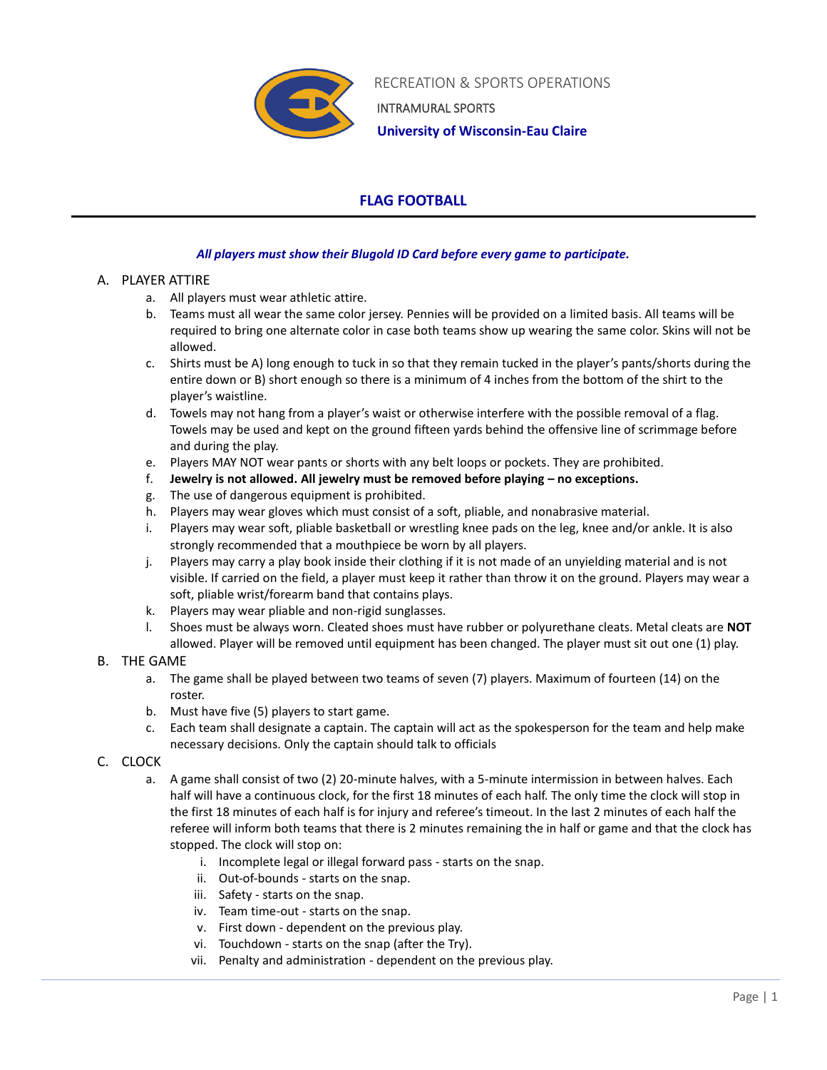RECREATION & SPORTS OPERATIONS

INTRAMURAL SPORTS

**University of Wisconsin-Eau Claire**

# FLAG FOOTBALL

***All players must show their Blugold ID Card before every game to participate.***

A. PLAYER ATTIRE
   a. All players must wear athletic attire.
   b. Teams must all wear the same color jersey. Pennies will be provided on a limited basis. All teams will be required to bring one alternate color in case both teams show up wearing the same color. Skins will not be allowed.
   c. Shirts must be A) long enough to tuck in so that they remain tucked in the player's pants/shorts during the entire down or B) short enough so there is a minimum of 4 inches from the bottom of the shirt to the player's waistline.
   d. Towels may not hang from a player's waist or otherwise interfere with the possible removal of a flag. Towels may be used and kept on the ground fifteen yards behind the offensive line of scrimmage before and during the play.
   e. Players MAY NOT wear pants or shorts with any belt loops or pockets. They are prohibited.
   f. **Jewelry is not allowed. All jewelry must be removed before playing – no exceptions.**
   g. The use of dangerous equipment is prohibited.
   h. Players may wear gloves which must consist of a soft, pliable, and nonabrasive material.
   i. Players may wear soft, pliable basketball or wrestling knee pads on the leg, knee and/or ankle. It is also strongly recommended that a mouthpiece be worn by all players.
   j. Players may carry a play book inside their clothing if it is not made of an unyielding material and is not visible. If carried on the field, a player must keep it rather than throw it on the ground. Players may wear a soft, pliable wrist/forearm band that contains plays.
   k. Players may wear pliable and non-rigid sunglasses.
   l. Shoes must be always worn. Cleated shoes must have rubber or polyurethane cleats. Metal cleats are **NOT** allowed. Player will be removed until equipment has been changed. The player must sit out one (1) play.

B. THE GAME
   a. The game shall be played between two teams of seven (7) players. Maximum of fourteen (14) on the roster.
   b. Must have five (5) players to start game.
   c. Each team shall designate a captain. The captain will act as the spokesperson for the team and help make necessary decisions. Only the captain should talk to officials

C. CLOCK
   a. A game shall consist of two (2) 20-minute halves, with a 5-minute intermission in between halves. Each half will have a continuous clock, for the first 18 minutes of each half. The only time the clock will stop in the first 18 minutes of each half is for injury and referee's timeout. In the last 2 minutes of each half the referee will inform both teams that there is 2 minutes remaining the in half or game and that the clock has stopped. The clock will stop on:
      i. Incomplete legal or illegal forward pass - starts on the snap.
      ii. Out-of-bounds - starts on the snap.
      iii. Safety - starts on the snap.
      iv. Team time-out - starts on the snap.
      v. First down - dependent on the previous play.
      vi. Touchdown - starts on the snap (after the Try).
      vii. Penalty and administration - dependent on the previous play.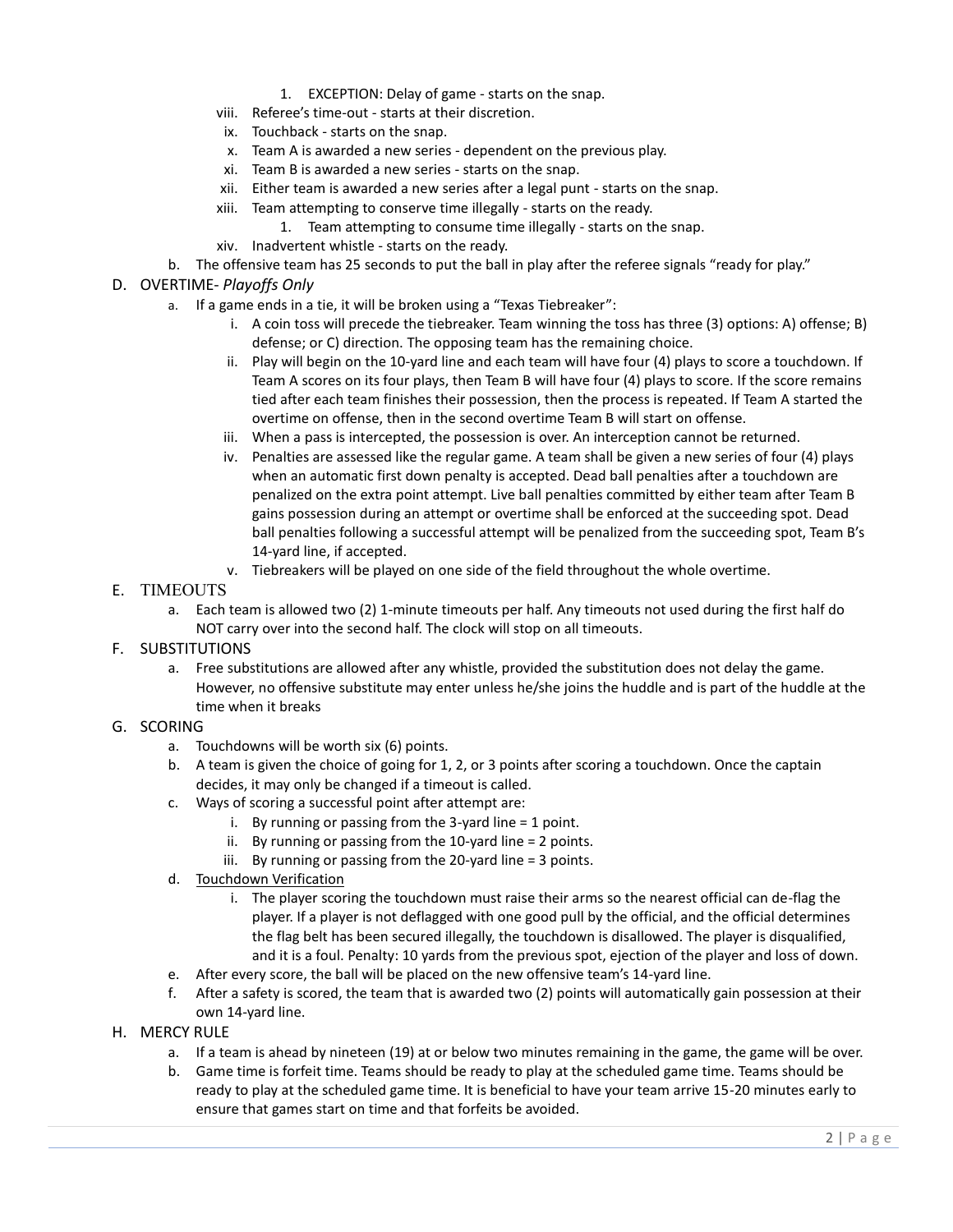1. EXCEPTION: Delay of game - starts on the snap.

viii. Referee's time-out - starts at their discretion.

ix. Touchback - starts on the snap.

x. Team A is awarded a new series - dependent on the previous play.

xi. Team B is awarded a new series - starts on the snap.

xii. Either team is awarded a new series after a legal punt - starts on the snap.

xiii. Team attempting to conserve time illegally - starts on the ready.

1. Team attempting to consume time illegally - starts on the snap.

xiv. Inadvertent whistle - starts on the ready.

b. The offensive team has 25 seconds to put the ball in play after the referee signals "ready for play."

## D. OVERTIME- *Playoffs Only*

a. If a game ends in a tie, it will be broken using a "Texas Tiebreaker":

i. A coin toss will precede the tiebreaker. Team winning the toss has three (3) options: A) offense; B) defense; or C) direction. The opposing team has the remaining choice.

ii. Play will begin on the 10-yard line and each team will have four (4) plays to score a touchdown. If Team A scores on its four plays, then Team B will have four (4) plays to score. If the score remains tied after each team finishes their possession, then the process is repeated. If Team A started the overtime on offense, then in the second overtime Team B will start on offense.

iii. When a pass is intercepted, the possession is over. An interception cannot be returned.

iv. Penalties are assessed like the regular game. A team shall be given a new series of four (4) plays when an automatic first down penalty is accepted. Dead ball penalties after a touchdown are penalized on the extra point attempt. Live ball penalties committed by either team after Team B gains possession during an attempt or overtime shall be enforced at the succeeding spot. Dead ball penalties following a successful attempt will be penalized from the succeeding spot, Team B's 14-yard line, if accepted.

v. Tiebreakers will be played on one side of the field throughout the whole overtime.

## E. TIMEOUTS

a. Each team is allowed two (2) 1-minute timeouts per half. Any timeouts not used during the first half do NOT carry over into the second half. The clock will stop on all timeouts.

## F. SUBSTITUTIONS

a. Free substitutions are allowed after any whistle, provided the substitution does not delay the game. However, no offensive substitute may enter unless he/she joins the huddle and is part of the huddle at the time when it breaks

## G. SCORING

a. Touchdowns will be worth six (6) points.

b. A team is given the choice of going for 1, 2, or 3 points after scoring a touchdown. Once the captain decides, it may only be changed if a timeout is called.

c. Ways of scoring a successful point after attempt are:

i. By running or passing from the 3-yard line = 1 point.

ii. By running or passing from the 10-yard line = 2 points.

iii. By running or passing from the 20-yard line = 3 points.

d. Touchdown Verification

i. The player scoring the touchdown must raise their arms so the nearest official can de-flag the player. If a player is not deflagged with one good pull by the official, and the official determines the flag belt has been secured illegally, the touchdown is disallowed. The player is disqualified, and it is a foul. Penalty: 10 yards from the previous spot, ejection of the player and loss of down.

e. After every score, the ball will be placed on the new offensive team's 14-yard line.

f. After a safety is scored, the team that is awarded two (2) points will automatically gain possession at their own 14-yard line.

## H. MERCY RULE

a. If a team is ahead by nineteen (19) at or below two minutes remaining in the game, the game will be over.

b. Game time is forfeit time. Teams should be ready to play at the scheduled game time. Teams should be ready to play at the scheduled game time. It is beneficial to have your team arrive 15-20 minutes early to ensure that games start on time and that forfeits be avoided.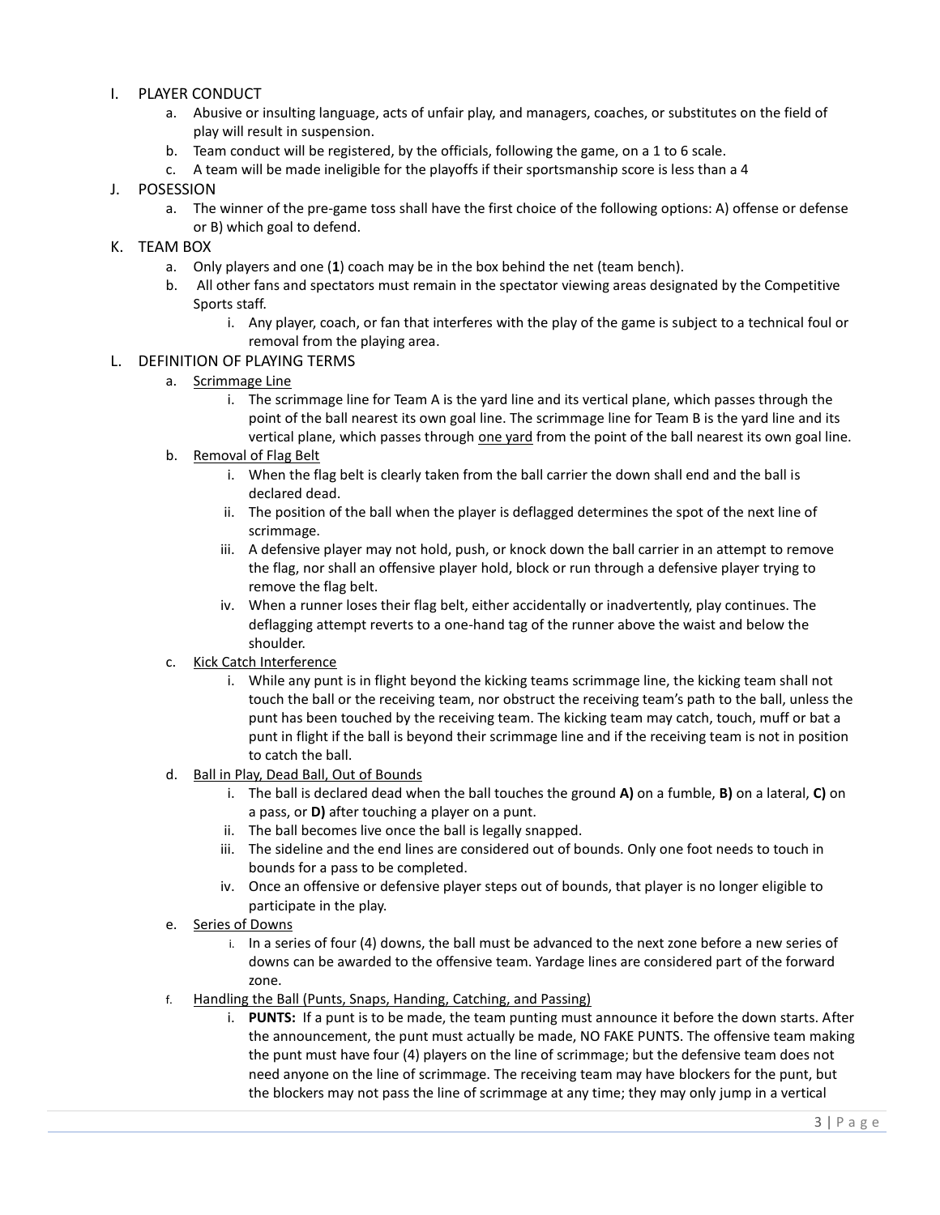I. PLAYER CONDUCT
   a. Abusive or insulting language, acts of unfair play, and managers, coaches, or substitutes on the field of play will result in suspension.
   b. Team conduct will be registered, by the officials, following the game, on a 1 to 6 scale.
   c. A team will be made ineligible for the playoffs if their sportsmanship score is less than a 4

J. POSESSION
   a. The winner of the pre-game toss shall have the first choice of the following options: A) offense or defense or B) which goal to defend.

K. TEAM BOX
   a. Only players and one (**1**) coach may be in the box behind the net (team bench).
   b. All other fans and spectators must remain in the spectator viewing areas designated by the Competitive Sports staff.
      i. Any player, coach, or fan that interferes with the play of the game is subject to a technical foul or removal from the playing area.

L. DEFINITION OF PLAYING TERMS
   a. <u>Scrimmage Line</u>
      i. The scrimmage line for Team A is the yard line and its vertical plane, which passes through the point of the ball nearest its own goal line. The scrimmage line for Team B is the yard line and its vertical plane, which passes through <u>one yard</u> from the point of the ball nearest its own goal line.
   b. <u>Removal of Flag Belt</u>
      i. When the flag belt is clearly taken from the ball carrier the down shall end and the ball is declared dead.
      ii. The position of the ball when the player is deflagged determines the spot of the next line of scrimmage.
      iii. A defensive player may not hold, push, or knock down the ball carrier in an attempt to remove the flag, nor shall an offensive player hold, block or run through a defensive player trying to remove the flag belt.
      iv. When a runner loses their flag belt, either accidentally or inadvertently, play continues. The deflagging attempt reverts to a one-hand tag of the runner above the waist and below the shoulder.
   c. <u>Kick Catch Interference</u>
      i. While any punt is in flight beyond the kicking teams scrimmage line, the kicking team shall not touch the ball or the receiving team, nor obstruct the receiving team's path to the ball, unless the punt has been touched by the receiving team. The kicking team may catch, touch, muff or bat a punt in flight if the ball is beyond their scrimmage line and if the receiving team is not in position to catch the ball.
   d. <u>Ball in Play, Dead Ball, Out of Bounds</u>
      i. The ball is declared dead when the ball touches the ground **A)** on a fumble, **B)** on a lateral, **C)** on a pass, or **D)** after touching a player on a punt.
      ii. The ball becomes live once the ball is legally snapped.
      iii. The sideline and the end lines are considered out of bounds. Only one foot needs to touch in bounds for a pass to be completed.
      iv. Once an offensive or defensive player steps out of bounds, that player is no longer eligible to participate in the play.
   e. <u>Series of Downs</u>
      i. In a series of four (4) downs, the ball must be advanced to the next zone before a new series of downs can be awarded to the offensive team. Yardage lines are considered part of the forward zone.
   f. <u>Handling the Ball (Punts, Snaps, Handing, Catching, and Passing)</u>
      i. **PUNTS:** If a punt is to be made, the team punting must announce it before the down starts. After the announcement, the punt must actually be made, NO FAKE PUNTS. The offensive team making the punt must have four (4) players on the line of scrimmage; but the defensive team does not need anyone on the line of scrimmage. The receiving team may have blockers for the punt, but the blockers may not pass the line of scrimmage at any time; they may only jump in a vertical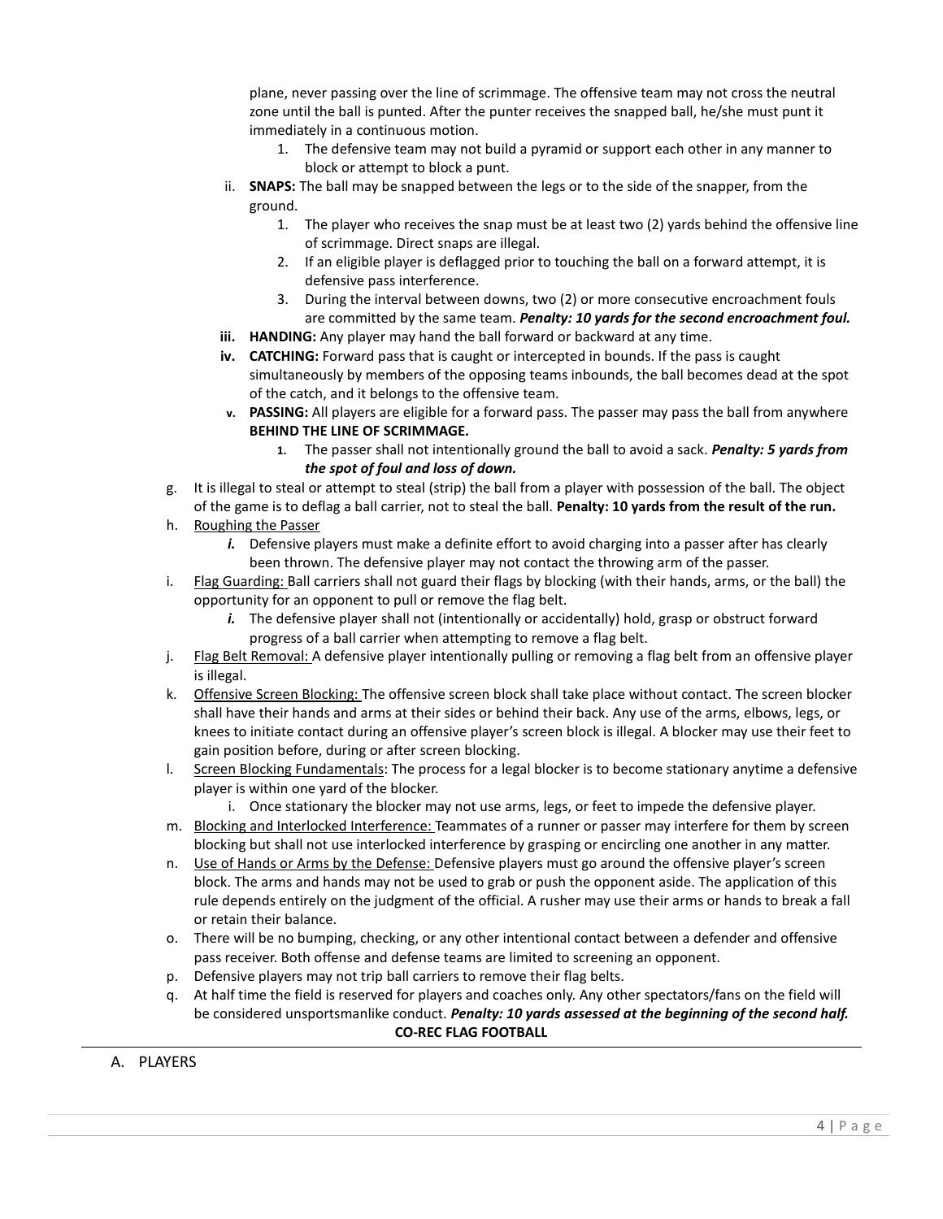plane, never passing over the line of scrimmage. The offensive team may not cross the neutral zone until the ball is punted. After the punter receives the snapped ball, he/she must punt it immediately in a continuous motion.

1. The defensive team may not build a pyramid or support each other in any manner to block or attempt to block a punt.

ii. **SNAPS:** The ball may be snapped between the legs or to the side of the snapper, from the ground.

1. The player who receives the snap must be at least two (2) yards behind the offensive line of scrimmage. Direct snaps are illegal.
2. If an eligible player is deflagged prior to touching the ball on a forward attempt, it is defensive pass interference.
3. During the interval between downs, two (2) or more consecutive encroachment fouls are committed by the same team. ***Penalty: 10 yards for the second encroachment foul.***

**iii.** **HANDING:** Any player may hand the ball forward or backward at any time.

**iv.** **CATCHING:** Forward pass that is caught or intercepted in bounds. If the pass is caught simultaneously by members of the opposing teams inbounds, the ball becomes dead at the spot of the catch, and it belongs to the offensive team.

**v.** **PASSING:** All players are eligible for a forward pass. The passer may pass the ball from anywhere **BEHIND THE LINE OF SCRIMMAGE.**

**1.** The passer shall not intentionally ground the ball to avoid a sack. ***Penalty: 5 yards from the spot of foul and loss of down.***

g. It is illegal to steal or attempt to steal (strip) the ball from a player with possession of the ball. The object of the game is to deflag a ball carrier, not to steal the ball. **Penalty: 10 yards from the result of the run.**

h. Roughing the Passer

***i.*** Defensive players must make a definite effort to avoid charging into a passer after has clearly been thrown. The defensive player may not contact the throwing arm of the passer.

i. Flag Guarding: Ball carriers shall not guard their flags by blocking (with their hands, arms, or the ball) the opportunity for an opponent to pull or remove the flag belt.

***i.*** The defensive player shall not (intentionally or accidentally) hold, grasp or obstruct forward progress of a ball carrier when attempting to remove a flag belt.

j. Flag Belt Removal: A defensive player intentionally pulling or removing a flag belt from an offensive player is illegal.

k. Offensive Screen Blocking: The offensive screen block shall take place without contact. The screen blocker shall have their hands and arms at their sides or behind their back. Any use of the arms, elbows, legs, or knees to initiate contact during an offensive player's screen block is illegal. A blocker may use their feet to gain position before, during or after screen blocking.

l. Screen Blocking Fundamentals: The process for a legal blocker is to become stationary anytime a defensive player is within one yard of the blocker.

i. Once stationary the blocker may not use arms, legs, or feet to impede the defensive player.

m. Blocking and Interlocked Interference: Teammates of a runner or passer may interfere for them by screen blocking but shall not use interlocked interference by grasping or encircling one another in any matter.

n. Use of Hands or Arms by the Defense: Defensive players must go around the offensive player's screen block. The arms and hands may not be used to grab or push the opponent aside. The application of this rule depends entirely on the judgment of the official. A rusher may use their arms or hands to break a fall or retain their balance.

o. There will be no bumping, checking, or any other intentional contact between a defender and offensive pass receiver. Both offense and defense teams are limited to screening an opponent.

p. Defensive players may not trip ball carriers to remove their flag belts.

q. At half time the field is reserved for players and coaches only. Any other spectators/fans on the field will be considered unsportsmanlike conduct. ***Penalty: 10 yards assessed at the beginning of the second half.***

## CO-REC FLAG FOOTBALL

A. PLAYERS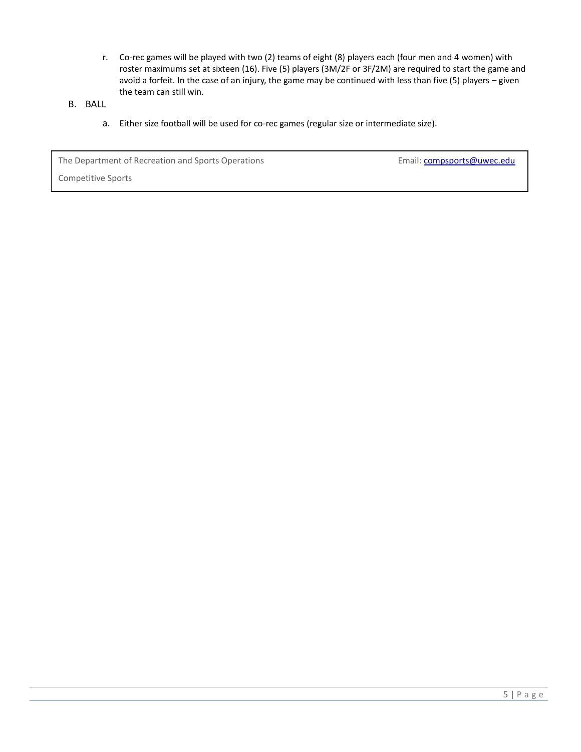r. Co-rec games will be played with two (2) teams of eight (8) players each (four men and 4 women) with roster maximums set at sixteen (16). Five (5) players (3M/2F or 3F/2M) are required to start the game and avoid a forfeit. In the case of an injury, the game may be continued with less than five (5) players – given the team can still win.

B. BALL

a. Either size football will be used for co-rec games (regular size or intermediate size).

| | |
|---|---|
| The Department of Recreation and Sports Operations | Email: compsports@uwec.edu |
| Competitive Sports | |